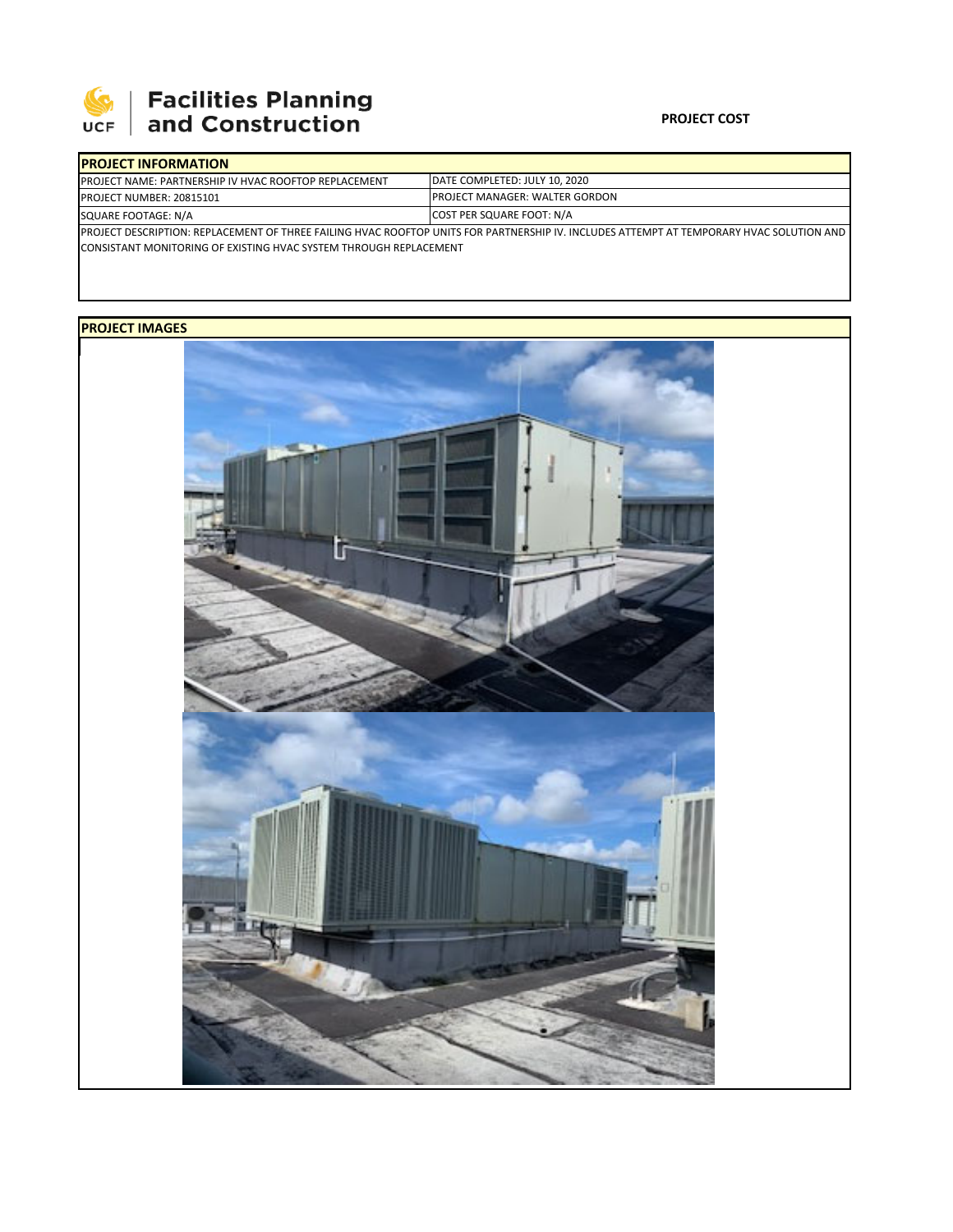Facilities Planning and Construction

**PROJECT COST**

## PROJECT INFORMATION

| PROJECT NAME: PARTNERSHIP IV HVAC ROOFTOP REPLACEMENT | DATE COMPLETED: JULY 10, 2020 |
|---|---|
| PROJECT NUMBER: 20815101 | PROJECT MANAGER: WALTER GORDON |
| SQUARE FOOTAGE: N/A | COST PER SQUARE FOOT: N/A |

PROJECT DESCRIPTION: REPLACEMENT OF THREE FAILING HVAC ROOFTOP UNITS FOR PARTNERSHIP IV. INCLUDES ATTEMPT AT TEMPORARY HVAC SOLUTION AND CONSISTANT MONITORING OF EXISTING HVAC SYSTEM THROUGH REPLACEMENT

## PROJECT IMAGES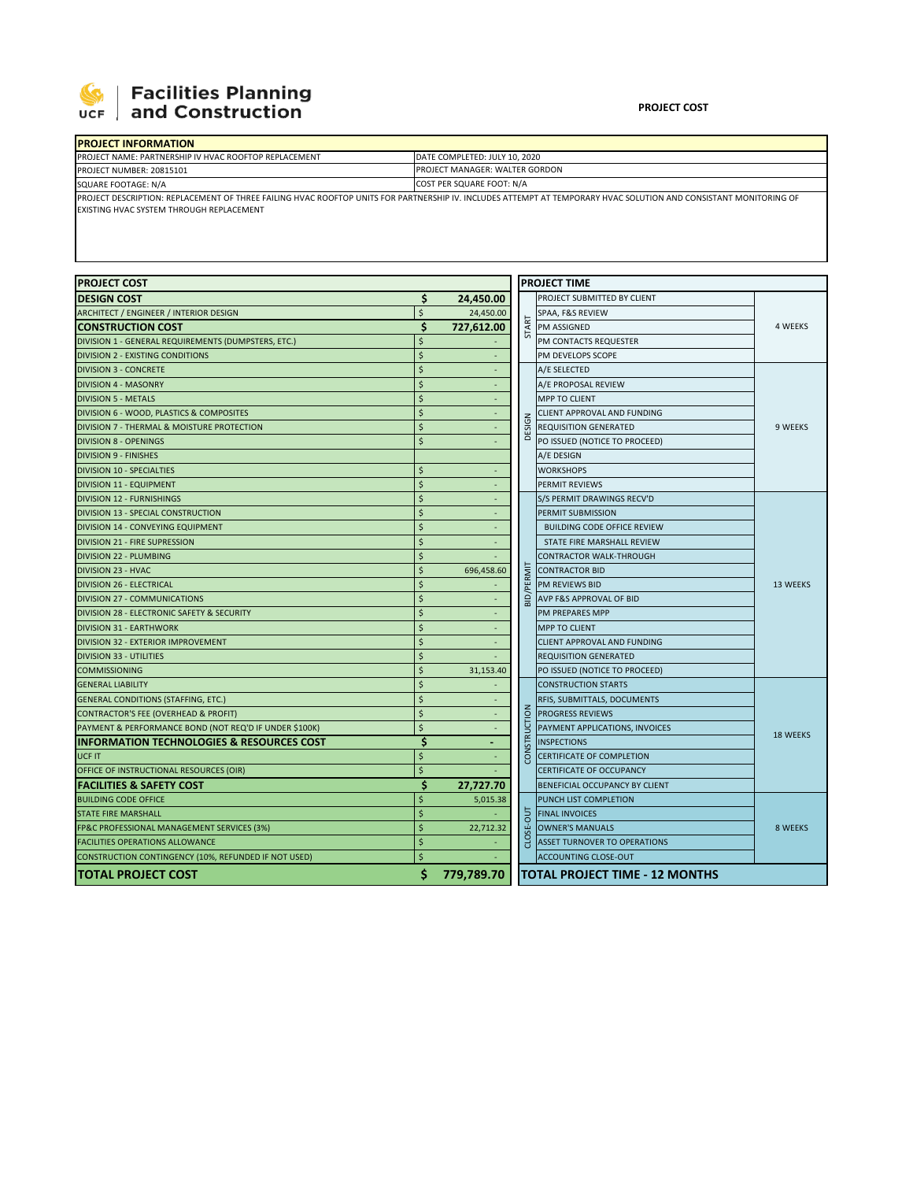**Facilities Planning and Construction**

**PROJECT COST**

| **PROJECT INFORMATION** | |
|---|---|
| PROJECT NAME: PARTNERSHIP IV HVAC ROOFTOP REPLACEMENT | DATE COMPLETED: JULY 10, 2020 |
| PROJECT NUMBER: 20815101 | PROJECT MANAGER: WALTER GORDON |
| SQUARE FOOTAGE: N/A | COST PER SQUARE FOOT: N/A |

PROJECT DESCRIPTION: REPLACEMENT OF THREE FAILING HVAC ROOFTOP UNITS FOR PARTNERSHIP IV. INCLUDES ATTEMPT AT TEMPORARY HVAC SOLUTION AND CONSISTANT MONITORING OF EXISTING HVAC SYSTEM THROUGH REPLACEMENT

| **PROJECT COST** | |
|---|---|
| **DESIGN COST** | **$ 24,450.00** |
| ARCHITECT / ENGINEER / INTERIOR DESIGN | $ 24,450.00 |
| **CONSTRUCTION COST** | **$ 727,612.00** |
| DIVISION 1 - GENERAL REQUIREMENTS (DUMPSTERS, ETC.) | $ - |
| DIVISION 2 - EXISTING CONDITIONS | $ - |
| DIVISION 3 - CONCRETE | $ - |
| DIVISION 4 - MASONRY | $ - |
| DIVISION 5 - METALS | $ - |
| DIVISION 6 - WOOD, PLASTICS & COMPOSITES | $ - |
| DIVISION 7 - THERMAL & MOISTURE PROTECTION | $ - |
| DIVISION 8 - OPENINGS | $ - |
| DIVISION 9 - FINISHES | |
| DIVISION 10 - SPECIALTIES | $ - |
| DIVISION 11 - EQUIPMENT | $ - |
| DIVISION 12 - FURNISHINGS | $ - |
| DIVISION 13 - SPECIAL CONSTRUCTION | $ - |
| DIVISION 14 - CONVEYING EQUIPMENT | $ - |
| DIVISION 21 - FIRE SUPRESSION | $ - |
| DIVISION 22 - PLUMBING | $ - |
| DIVISION 23 - HVAC | $ 696,458.60 |
| DIVISION 26 - ELECTRICAL | $ - |
| DIVISION 27 - COMMUNICATIONS | $ - |
| DIVISION 28 - ELECTRONIC SAFETY & SECURITY | $ - |
| DIVISION 31 - EARTHWORK | $ - |
| DIVISION 32 - EXTERIOR IMPROVEMENT | $ - |
| DIVISION 33 - UTILITIES | $ - |
| COMMISSIONING | $ 31,153.40 |
| GENERAL LIABILITY | $ - |
| GENERAL CONDITIONS (STAFFING, ETC.) | $ - |
| CONTRACTOR'S FEE (OVERHEAD & PROFIT) | $ - |
| PAYMENT & PERFORMANCE BOND (NOT REQ'D IF UNDER $100K) | $ - |
| **INFORMATION TECHNOLOGIES & RESOURCES COST** | **$ -** |
| UCF IT | $ - |
| OFFICE OF INSTRUCTIONAL RESOURCES (OIR) | $ - |
| **FACILITIES & SAFETY COST** | **$ 27,727.70** |
| BUILDING CODE OFFICE | $ 5,015.38 |
| STATE FIRE MARSHALL | $ - |
| FP&C PROFESSIONAL MANAGEMENT SERVICES (3%) | $ 22,712.32 |
| FACILITIES OPERATIONS ALLOWANCE | $ - |
| CONSTRUCTION CONTINGENCY (10%, REFUNDED IF NOT USED) | $ - |
| **TOTAL PROJECT COST** | **$ 779,789.70** |

| **PROJECT TIME** | | |
|---|---|---|
| START | PROJECT SUBMITTED BY CLIENT | 4 WEEKS |
| | SPAA, F&S REVIEW | |
| | PM ASSIGNED | |
| | PM CONTACTS REQUESTER | |
| | PM DEVELOPS SCOPE | |
| DESIGN | A/E SELECTED | 9 WEEKS |
| | A/E PROPOSAL REVIEW | |
| | MPP TO CLIENT | |
| | CLIENT APPROVAL AND FUNDING | |
| | REQUISITION GENERATED | |
| | PO ISSUED (NOTICE TO PROCEED) | |
| | A/E DESIGN | |
| | WORKSHOPS | |
| | PERMIT REVIEWS | |
| BID/PERMIT | S/S PERMIT DRAWINGS RECV'D | 13 WEEKS |
| | PERMIT SUBMISSION | |
| | BUILDING CODE OFFICE REVIEW | |
| | STATE FIRE MARSHALL REVIEW | |
| | CONTRACTOR WALK-THROUGH | |
| | CONTRACTOR BID | |
| | PM REVIEWS BID | |
| | AVP F&S APPROVAL OF BID | |
| | PM PREPARES MPP | |
| | MPP TO CLIENT | |
| | CLIENT APPROVAL AND FUNDING | |
| | REQUISITION GENERATED | |
| | PO ISSUED (NOTICE TO PROCEED) | |
| CONSTRUCTION | CONSTRUCTION STARTS | 18 WEEKS |
| | RFIS, SUBMITTALS, DOCUMENTS | |
| | PROGRESS REVIEWS | |
| | PAYMENT APPLICATIONS, INVOICES | |
| | INSPECTIONS | |
| | CERTIFICATE OF COMPLETION | |
| | CERTIFICATE OF OCCUPANCY | |
| | BENEFICIAL OCCUPANCY BY CLIENT | |
| CLOSE-OUT | PUNCH LIST COMPLETION | 8 WEEKS |
| | FINAL INVOICES | |
| | OWNER'S MANUALS | |
| | ASSET TURNOVER TO OPERATIONS | |
| | ACCOUNTING CLOSE-OUT | |
| **TOTAL PROJECT TIME - 12 MONTHS** | | |